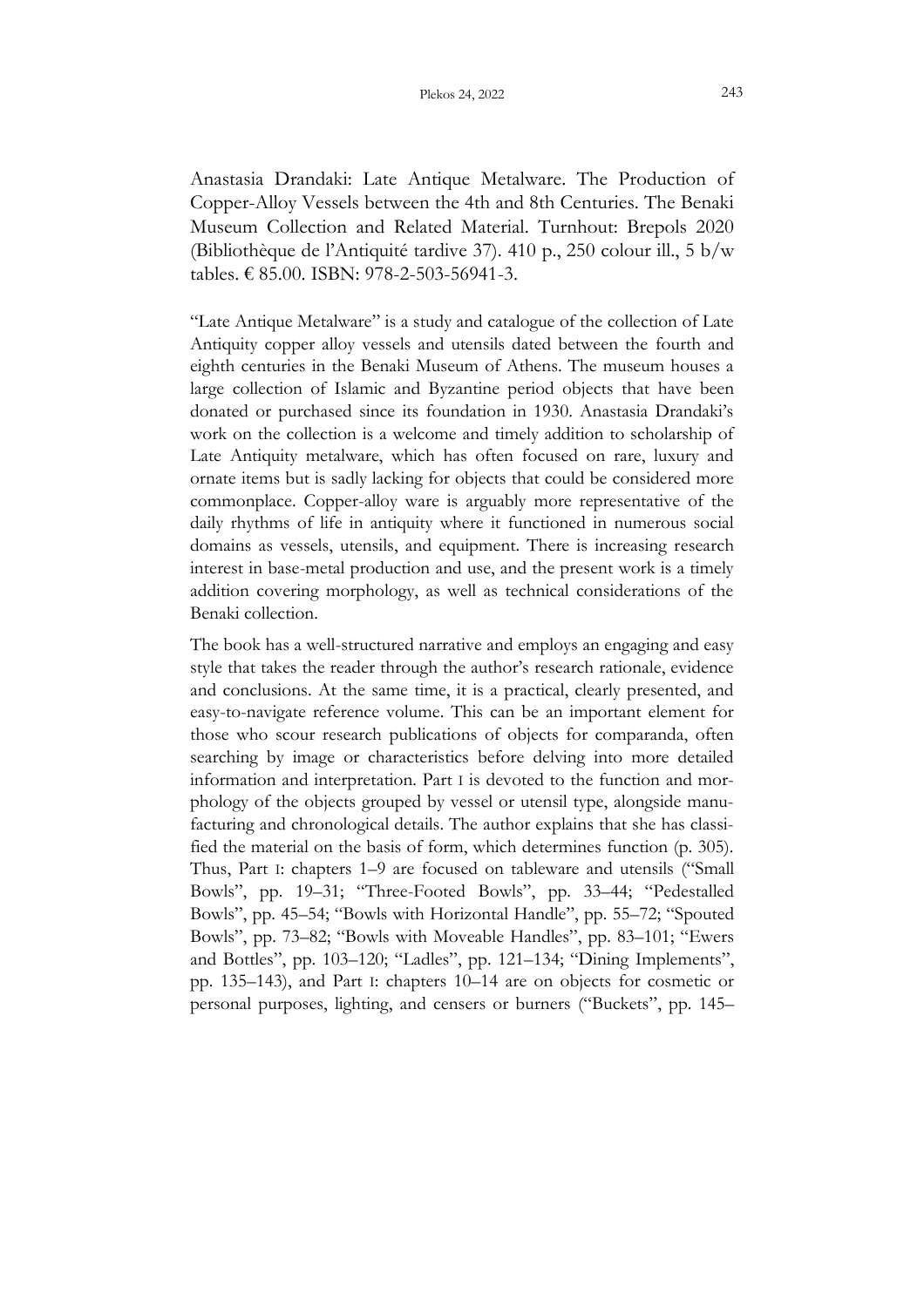Anastasia Drandaki: Late Antique Metalware. The Production of Copper-Alloy Vessels between the 4th and 8th Centuries. The Benaki Museum Collection and Related Material. Turnhout: Brepols 2020 (Bibliothèque de l'Antiquité tardive 37). 410 p., 250 colour ill., 5 b/w tables. € 85.00. ISBN: 978-2-503-56941-3.

"Late Antique Metalware" is a study and catalogue of the collection of Late Antiquity copper alloy vessels and utensils dated between the fourth and eighth centuries in the Benaki Museum of Athens. The museum houses a large collection of Islamic and Byzantine period objects that have been donated or purchased since its foundation in 1930. Anastasia Drandaki's work on the collection is a welcome and timely addition to scholarship of Late Antiquity metalware, which has often focused on rare, luxury and ornate items but is sadly lacking for objects that could be considered more commonplace. Copper-alloy ware is arguably more representative of the daily rhythms of life in antiquity where it functioned in numerous social domains as vessels, utensils, and equipment. There is increasing research interest in base-metal production and use, and the present work is a timely addition covering morphology, as well as technical considerations of the Benaki collection.

The book has a well-structured narrative and employs an engaging and easy style that takes the reader through the author's research rationale, evidence and conclusions. At the same time, it is a practical, clearly presented, and easy-to-navigate reference volume. This can be an important element for those who scour research publications of objects for comparanda, often searching by image or characteristics before delving into more detailed information and interpretation. Part I is devoted to the function and morphology of the objects grouped by vessel or utensil type, alongside manufacturing and chronological details. The author explains that she has classified the material on the basis of form, which determines function (p. 305). Thus, Part I: chapters 1–9 are focused on tableware and utensils ("Small Bowls", pp. 19–31; "Three-Footed Bowls", pp. 33–44; "Pedestalled Bowls", pp. 45–54; "Bowls with Horizontal Handle", pp. 55–72; "Spouted Bowls", pp. 73–82; "Bowls with Moveable Handles", pp. 83–101; "Ewers and Bottles", pp. 103–120; "Ladles", pp. 121–134; "Dining Implements", pp. 135–143), and Part I: chapters 10–14 are on objects for cosmetic or personal purposes, lighting, and censers or burners ("Buckets", pp. 145–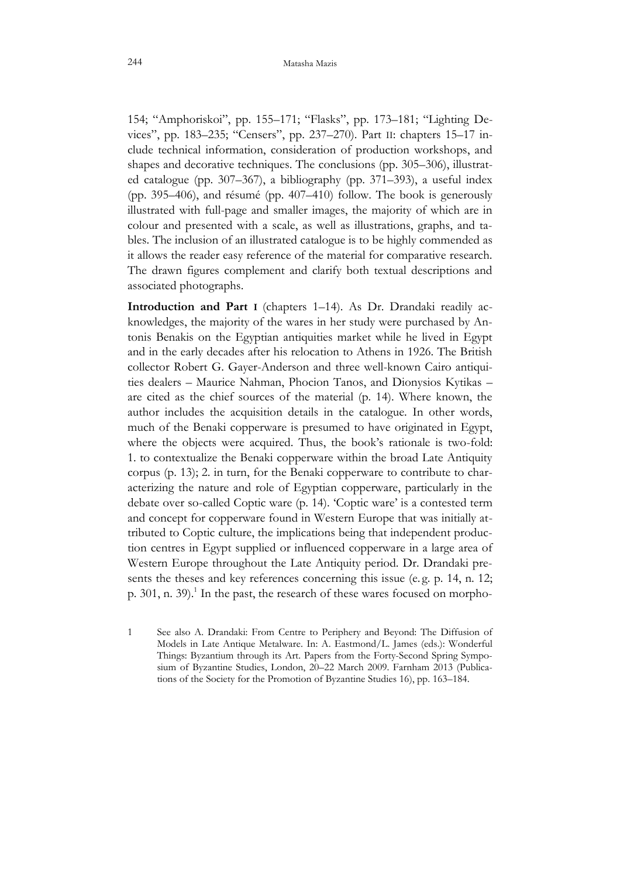154; “Amphoriskoi”, pp. 155–171; “Flasks”, pp. 173–181; “Lighting Devices”, pp. 183–235; “Censers”, pp. 237–270). Part II: chapters 15–17 include technical information, consideration of production workshops, and shapes and decorative techniques. The conclusions (pp. 305–306), illustrated catalogue (pp. 307–367), a bibliography (pp. 371–393), a useful index (pp. 395–406), and résumé (pp. 407–410) follow. The book is generously illustrated with full-page and smaller images, the majority of which are in colour and presented with a scale, as well as illustrations, graphs, and tables. The inclusion of an illustrated catalogue is to be highly commended as it allows the reader easy reference of the material for comparative research. The drawn figures complement and clarify both textual descriptions and associated photographs.

**Introduction and Part I** (chapters 1–14). As Dr. Drandaki readily acknowledges, the majority of the wares in her study were purchased by Antonis Benakis on the Egyptian antiquities market while he lived in Egypt and in the early decades after his relocation to Athens in 1926. The British collector Robert G. Gayer-Anderson and three well-known Cairo antiquities dealers – Maurice Nahman, Phocion Tanos, and Dionysios Kytikas – are cited as the chief sources of the material (p. 14). Where known, the author includes the acquisition details in the catalogue. In other words, much of the Benaki copperware is presumed to have originated in Egypt, where the objects were acquired. Thus, the book’s rationale is two-fold: 1. to contextualize the Benaki copperware within the broad Late Antiquity corpus (p. 13); 2. in turn, for the Benaki copperware to contribute to characterizing the nature and role of Egyptian copperware, particularly in the debate over so-called Coptic ware (p. 14). ‘Coptic ware’ is a contested term and concept for copperware found in Western Europe that was initially attributed to Coptic culture, the implications being that independent production centres in Egypt supplied or influenced copperware in a large area of Western Europe throughout the Late Antiquity period. Dr. Drandaki presents the theses and key references concerning this issue (e.g. p. 14, n. 12; p. 301, n. 39).[1] In the past, the research of these wares focused on morpho-

1 See also A. Drandaki: From Centre to Periphery and Beyond: The Diffusion of Models in Late Antique Metalware. In: A. Eastmond/L. James (eds.): Wonderful Things: Byzantium through its Art. Papers from the Forty-Second Spring Symposium of Byzantine Studies, London, 20–22 March 2009. Farnham 2013 (Publications of the Society for the Promotion of Byzantine Studies 16), pp. 163–184.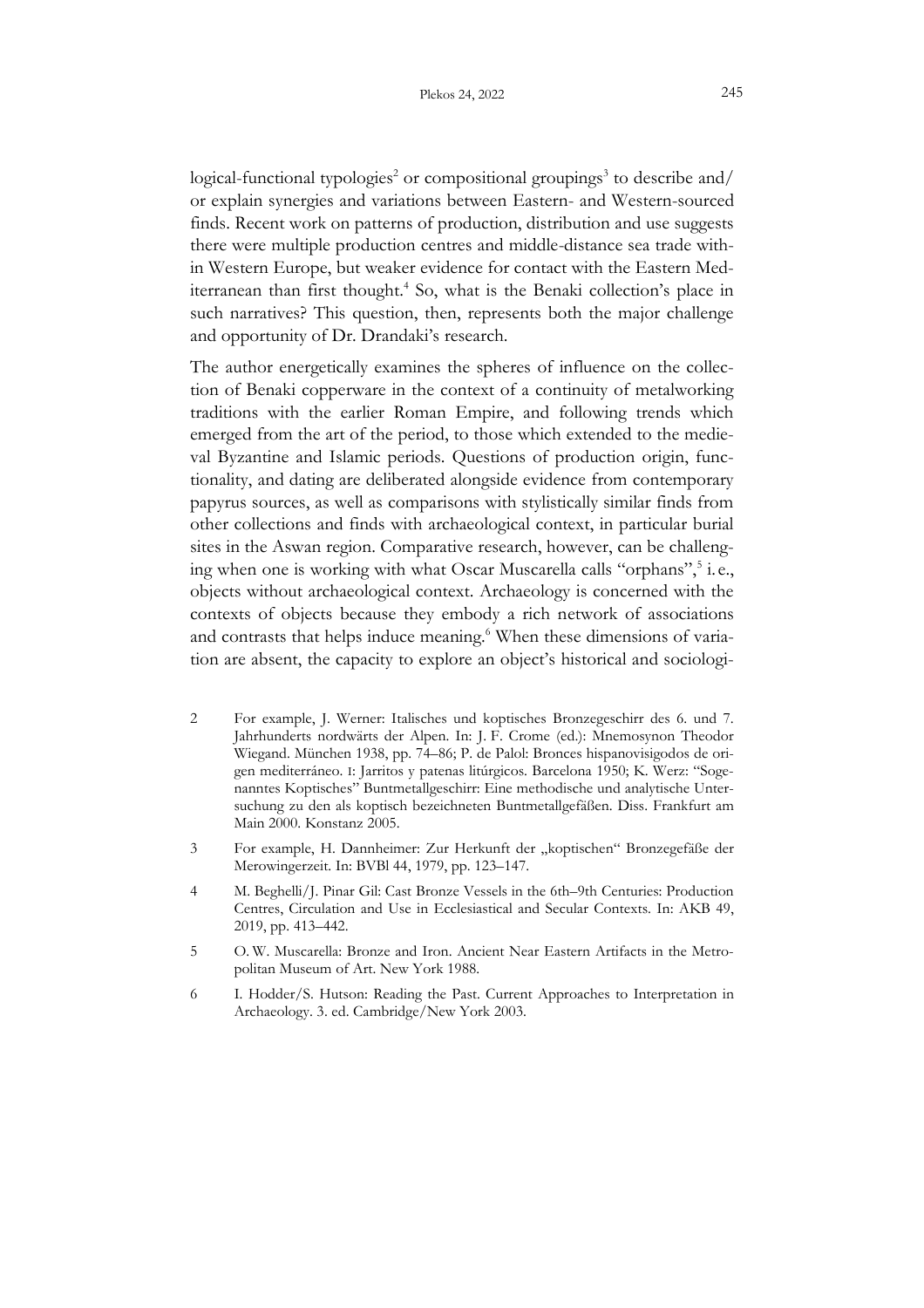logical-functional typologies[2] or compositional groupings[3] to describe and/or explain synergies and variations between Eastern- and Western-sourced finds. Recent work on patterns of production, distribution and use suggests there were multiple production centres and middle-distance sea trade within Western Europe, but weaker evidence for contact with the Eastern Mediterranean than first thought.[4] So, what is the Benaki collection's place in such narratives? This question, then, represents both the major challenge and opportunity of Dr. Drandaki's research.

The author energetically examines the spheres of influence on the collection of Benaki copperware in the context of a continuity of metalworking traditions with the earlier Roman Empire, and following trends which emerged from the art of the period, to those which extended to the medieval Byzantine and Islamic periods. Questions of production origin, functionality, and dating are deliberated alongside evidence from contemporary papyrus sources, as well as comparisons with stylistically similar finds from other collections and finds with archaeological context, in particular burial sites in the Aswan region. Comparative research, however, can be challenging when one is working with what Oscar Muscarella calls "orphans",[5] i. e., objects without archaeological context. Archaeology is concerned with the contexts of objects because they embody a rich network of associations and contrasts that helps induce meaning.[6] When these dimensions of variation are absent, the capacity to explore an object's historical and sociologi-

2 For example, J. Werner: Italisches und koptisches Bronzegeschirr des 6. und 7. Jahrhunderts nordwärts der Alpen. In: J. F. Crome (ed.): Mnemosynon Theodor Wiegand. München 1938, pp. 74–86; P. de Palol: Bronces hispanovisigodos de origen mediterráneo. I: Jarritos y patenas litúrgicos. Barcelona 1950; K. Werz: "Sogenanntes Koptisches" Buntmetallgeschirr: Eine methodische und analytische Untersuchung zu den als koptisch bezeichneten Buntmetallgefäßen. Diss. Frankfurt am Main 2000. Konstanz 2005.

3 For example, H. Dannheimer: Zur Herkunft der „koptischen" Bronzegefäße der Merowingerzeit. In: BVBl 44, 1979, pp. 123–147.

4 M. Beghelli/J. Pinar Gil: Cast Bronze Vessels in the 6th–9th Centuries: Production Centres, Circulation and Use in Ecclesiastical and Secular Contexts. In: AKB 49, 2019, pp. 413–442.

5 O. W. Muscarella: Bronze and Iron. Ancient Near Eastern Artifacts in the Metropolitan Museum of Art. New York 1988.

6 I. Hodder/S. Hutson: Reading the Past. Current Approaches to Interpretation in Archaeology. 3. ed. Cambridge/New York 2003.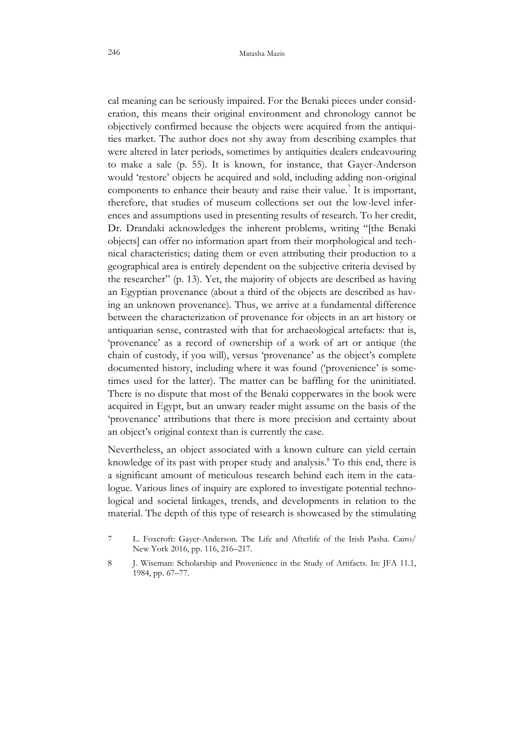cal meaning can be seriously impaired. For the Benaki pieces under consideration, this means their original environment and chronology cannot be objectively confirmed because the objects were acquired from the antiquities market. The author does not shy away from describing examples that were altered in later periods, sometimes by antiquities dealers endeavouring to make a sale (p. 55). It is known, for instance, that Gayer-Anderson would 'restore' objects he acquired and sold, including adding non-original components to enhance their beauty and raise their value.[7] It is important, therefore, that studies of museum collections set out the low-level inferences and assumptions used in presenting results of research. To her credit, Dr. Drandaki acknowledges the inherent problems, writing "[the Benaki objects] can offer no information apart from their morphological and technical characteristics; dating them or even attributing their production to a geographical area is entirely dependent on the subjective criteria devised by the researcher" (p. 13). Yet, the majority of objects are described as having an Egyptian provenance (about a third of the objects are described as having an unknown provenance). Thus, we arrive at a fundamental difference between the characterization of provenance for objects in an art history or antiquarian sense, contrasted with that for archaeological artefacts: that is, 'provenance' as a record of ownership of a work of art or antique (the chain of custody, if you will), versus 'provenance' as the object's complete documented history, including where it was found ('provenience' is sometimes used for the latter). The matter can be baffling for the uninitiated. There is no dispute that most of the Benaki copperwares in the book were acquired in Egypt, but an unwary reader might assume on the basis of the 'provenance' attributions that there is more precision and certainty about an object's original context than is currently the case.

Nevertheless, an object associated with a known culture can yield certain knowledge of its past with proper study and analysis.[8] To this end, there is a significant amount of meticulous research behind each item in the catalogue. Various lines of inquiry are explored to investigate potential technological and societal linkages, trends, and developments in relation to the material. The depth of this type of research is showcased by the stimulating

7 L. Foxcroft: Gayer-Anderson. The Life and Afterlife of the Irish Pasha. Cairo/ New York 2016, pp. 116, 216–217.

8 J. Wiseman: Scholarship and Provenience in the Study of Artifacts. In: JFA 11.1, 1984, pp. 67–77.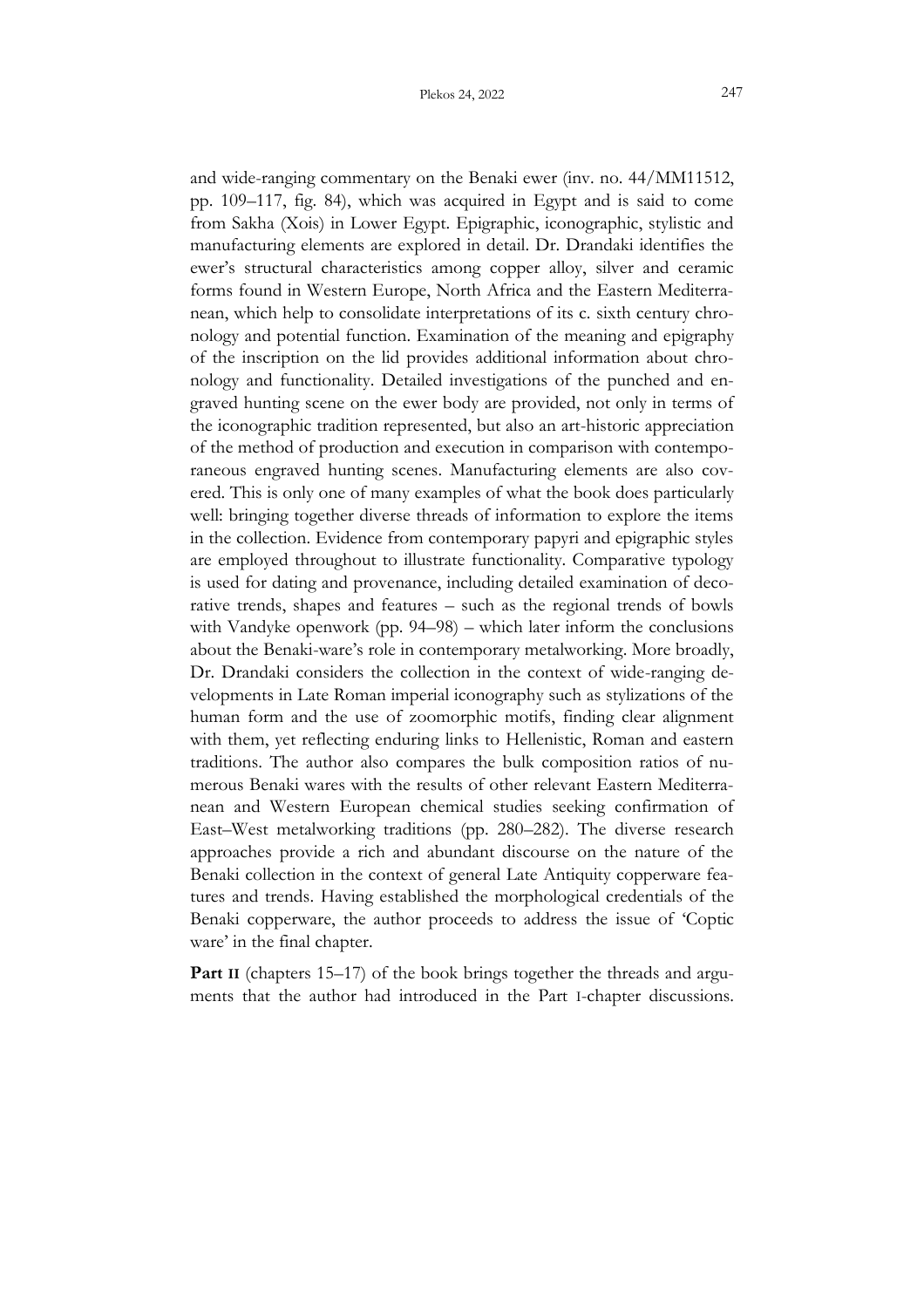and wide-ranging commentary on the Benaki ewer (inv. no. 44/MM11512, pp. 109–117, fig. 84), which was acquired in Egypt and is said to come from Sakha (Xois) in Lower Egypt. Epigraphic, iconographic, stylistic and manufacturing elements are explored in detail. Dr. Drandaki identifies the ewer's structural characteristics among copper alloy, silver and ceramic forms found in Western Europe, North Africa and the Eastern Mediterranean, which help to consolidate interpretations of its c. sixth century chronology and potential function. Examination of the meaning and epigraphy of the inscription on the lid provides additional information about chronology and functionality. Detailed investigations of the punched and engraved hunting scene on the ewer body are provided, not only in terms of the iconographic tradition represented, but also an art-historic appreciation of the method of production and execution in comparison with contemporaneous engraved hunting scenes. Manufacturing elements are also covered. This is only one of many examples of what the book does particularly well: bringing together diverse threads of information to explore the items in the collection. Evidence from contemporary papyri and epigraphic styles are employed throughout to illustrate functionality. Comparative typology is used for dating and provenance, including detailed examination of decorative trends, shapes and features – such as the regional trends of bowls with Vandyke openwork (pp. 94–98) – which later inform the conclusions about the Benaki-ware's role in contemporary metalworking. More broadly, Dr. Drandaki considers the collection in the context of wide-ranging developments in Late Roman imperial iconography such as stylizations of the human form and the use of zoomorphic motifs, finding clear alignment with them, yet reflecting enduring links to Hellenistic, Roman and eastern traditions. The author also compares the bulk composition ratios of numerous Benaki wares with the results of other relevant Eastern Mediterranean and Western European chemical studies seeking confirmation of East–West metalworking traditions (pp. 280–282). The diverse research approaches provide a rich and abundant discourse on the nature of the Benaki collection in the context of general Late Antiquity copperware features and trends. Having established the morphological credentials of the Benaki copperware, the author proceeds to address the issue of 'Coptic ware' in the final chapter.

**Part II** (chapters 15–17) of the book brings together the threads and arguments that the author had introduced in the Part I-chapter discussions.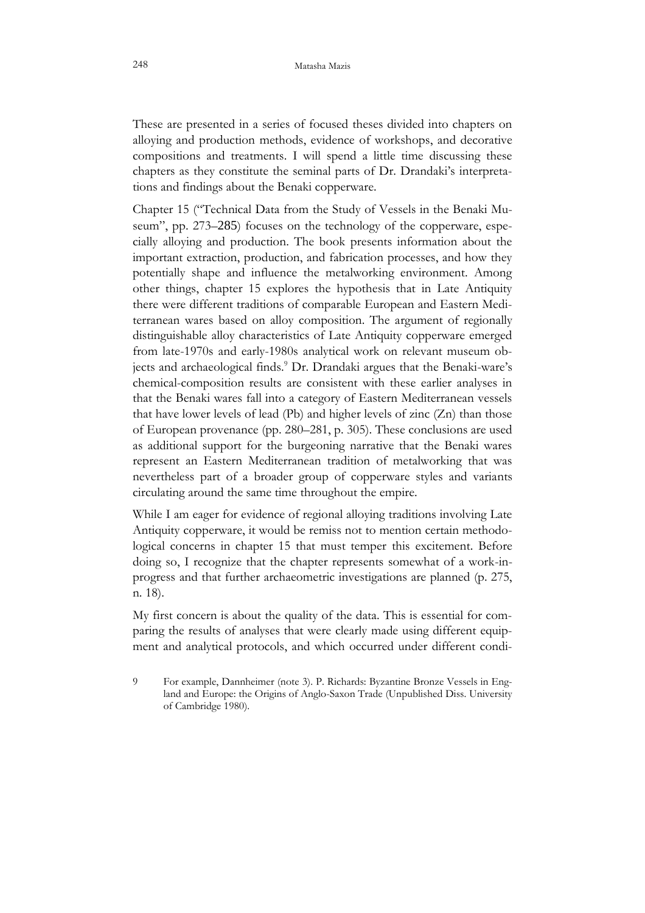These are presented in a series of focused theses divided into chapters on alloying and production methods, evidence of workshops, and decorative compositions and treatments. I will spend a little time discussing these chapters as they constitute the seminal parts of Dr. Drandaki's interpretations and findings about the Benaki copperware.

Chapter 15 ("Technical Data from the Study of Vessels in the Benaki Museum", pp. 273–285) focuses on the technology of the copperware, especially alloying and production. The book presents information about the important extraction, production, and fabrication processes, and how they potentially shape and influence the metalworking environment. Among other things, chapter 15 explores the hypothesis that in Late Antiquity there were different traditions of comparable European and Eastern Mediterranean wares based on alloy composition. The argument of regionally distinguishable alloy characteristics of Late Antiquity copperware emerged from late-1970s and early-1980s analytical work on relevant museum objects and archaeological finds.[9] Dr. Drandaki argues that the Benaki-ware's chemical-composition results are consistent with these earlier analyses in that the Benaki wares fall into a category of Eastern Mediterranean vessels that have lower levels of lead (Pb) and higher levels of zinc (Zn) than those of European provenance (pp. 280–281, p. 305). These conclusions are used as additional support for the burgeoning narrative that the Benaki wares represent an Eastern Mediterranean tradition of metalworking that was nevertheless part of a broader group of copperware styles and variants circulating around the same time throughout the empire.

While I am eager for evidence of regional alloying traditions involving Late Antiquity copperware, it would be remiss not to mention certain methodological concerns in chapter 15 that must temper this excitement. Before doing so, I recognize that the chapter represents somewhat of a work-in-progress and that further archaeometric investigations are planned (p. 275, n. 18).

My first concern is about the quality of the data. This is essential for comparing the results of analyses that were clearly made using different equipment and analytical protocols, and which occurred under different condi-

[9] For example, Dannheimer (note 3). P. Richards: Byzantine Bronze Vessels in England and Europe: the Origins of Anglo-Saxon Trade (Unpublished Diss. University of Cambridge 1980).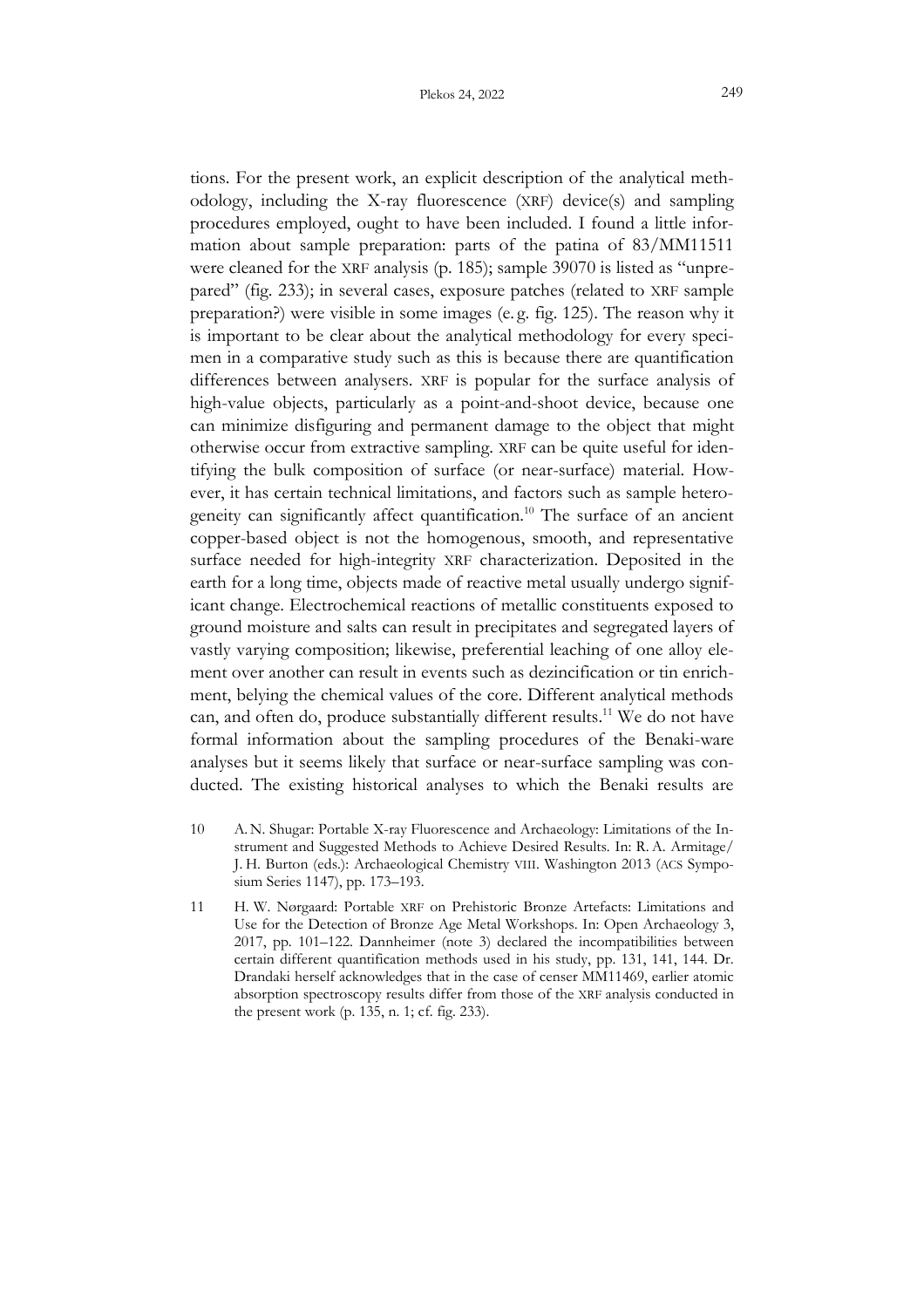tions. For the present work, an explicit description of the analytical methodology, including the X-ray fluorescence (XRF) device(s) and sampling procedures employed, ought to have been included. I found a little information about sample preparation: parts of the patina of 83/MM11511 were cleaned for the XRF analysis (p. 185); sample 39070 is listed as "unprepared" (fig. 233); in several cases, exposure patches (related to XRF sample preparation?) were visible in some images (e. g. fig. 125). The reason why it is important to be clear about the analytical methodology for every specimen in a comparative study such as this is because there are quantification differences between analysers. XRF is popular for the surface analysis of high-value objects, particularly as a point-and-shoot device, because one can minimize disfiguring and permanent damage to the object that might otherwise occur from extractive sampling. XRF can be quite useful for identifying the bulk composition of surface (or near-surface) material. However, it has certain technical limitations, and factors such as sample heterogeneity can significantly affect quantification.[10] The surface of an ancient copper-based object is not the homogenous, smooth, and representative surface needed for high-integrity XRF characterization. Deposited in the earth for a long time, objects made of reactive metal usually undergo significant change. Electrochemical reactions of metallic constituents exposed to ground moisture and salts can result in precipitates and segregated layers of vastly varying composition; likewise, preferential leaching of one alloy element over another can result in events such as dezincification or tin enrichment, belying the chemical values of the core. Different analytical methods can, and often do, produce substantially different results.[11] We do not have formal information about the sampling procedures of the Benaki-ware analyses but it seems likely that surface or near-surface sampling was conducted. The existing historical analyses to which the Benaki results are

10 A. N. Shugar: Portable X-ray Fluorescence and Archaeology: Limitations of the Instrument and Suggested Methods to Achieve Desired Results. In: R. A. Armitage/ J. H. Burton (eds.): Archaeological Chemistry VIII. Washington 2013 (ACS Symposium Series 1147), pp. 173–193.

11 H. W. Nørgaard: Portable XRF on Prehistoric Bronze Artefacts: Limitations and Use for the Detection of Bronze Age Metal Workshops. In: Open Archaeology 3, 2017, pp. 101–122. Dannheimer (note 3) declared the incompatibilities between certain different quantification methods used in his study, pp. 131, 141, 144. Dr. Drandaki herself acknowledges that in the case of censer MM11469, earlier atomic absorption spectroscopy results differ from those of the XRF analysis conducted in the present work (p. 135, n. 1; cf. fig. 233).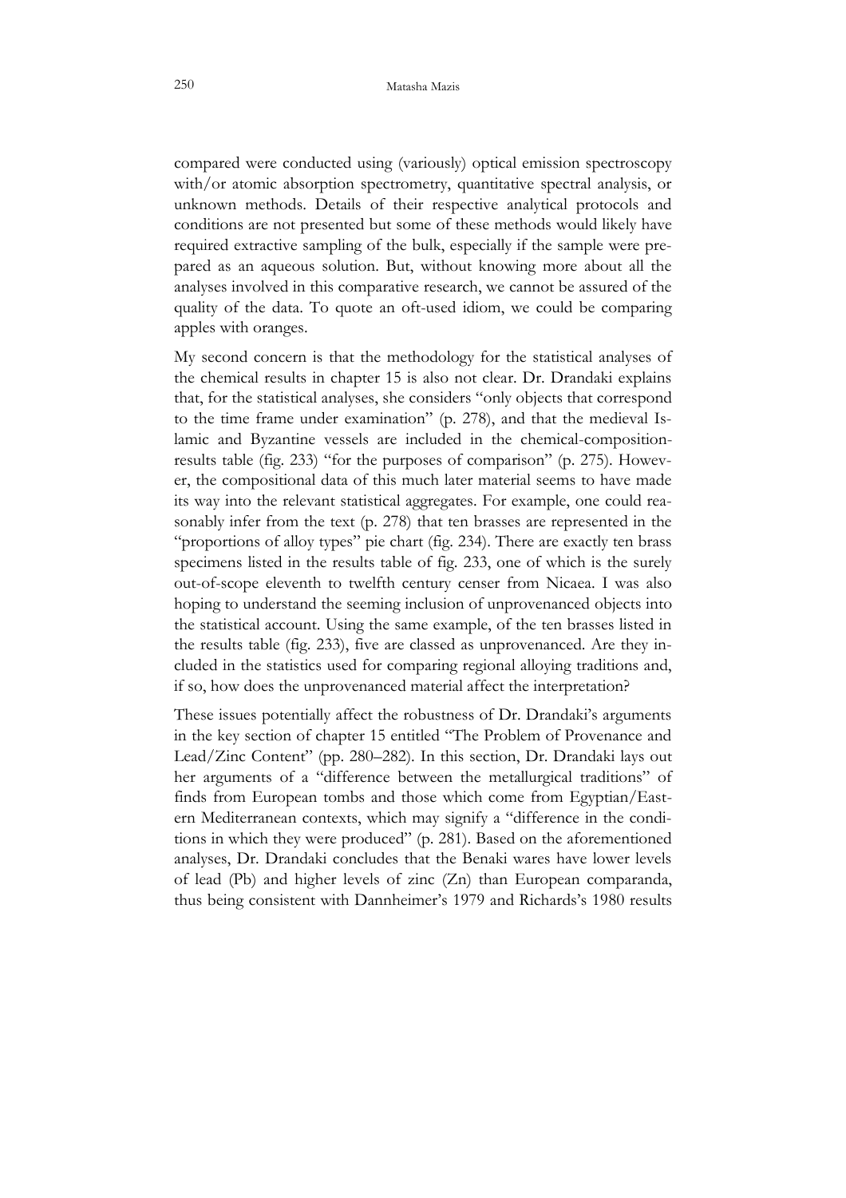compared were conducted using (variously) optical emission spectroscopy with/or atomic absorption spectrometry, quantitative spectral analysis, or unknown methods. Details of their respective analytical protocols and conditions are not presented but some of these methods would likely have required extractive sampling of the bulk, especially if the sample were prepared as an aqueous solution. But, without knowing more about all the analyses involved in this comparative research, we cannot be assured of the quality of the data. To quote an oft-used idiom, we could be comparing apples with oranges.

My second concern is that the methodology for the statistical analyses of the chemical results in chapter 15 is also not clear. Dr. Drandaki explains that, for the statistical analyses, she considers "only objects that correspond to the time frame under examination" (p. 278), and that the medieval Islamic and Byzantine vessels are included in the chemical-composition-results table (fig. 233) "for the purposes of comparison" (p. 275). However, the compositional data of this much later material seems to have made its way into the relevant statistical aggregates. For example, one could reasonably infer from the text (p. 278) that ten brasses are represented in the "proportions of alloy types" pie chart (fig. 234). There are exactly ten brass specimens listed in the results table of fig. 233, one of which is the surely out-of-scope eleventh to twelfth century censer from Nicaea. I was also hoping to understand the seeming inclusion of unprovenanced objects into the statistical account. Using the same example, of the ten brasses listed in the results table (fig. 233), five are classed as unprovenanced. Are they included in the statistics used for comparing regional alloying traditions and, if so, how does the unprovenanced material affect the interpretation?

These issues potentially affect the robustness of Dr. Drandaki's arguments in the key section of chapter 15 entitled "The Problem of Provenance and Lead/Zinc Content" (pp. 280–282). In this section, Dr. Drandaki lays out her arguments of a "difference between the metallurgical traditions" of finds from European tombs and those which come from Egyptian/Eastern Mediterranean contexts, which may signify a "difference in the conditions in which they were produced" (p. 281). Based on the aforementioned analyses, Dr. Drandaki concludes that the Benaki wares have lower levels of lead (Pb) and higher levels of zinc (Zn) than European comparanda, thus being consistent with Dannheimer's 1979 and Richards's 1980 results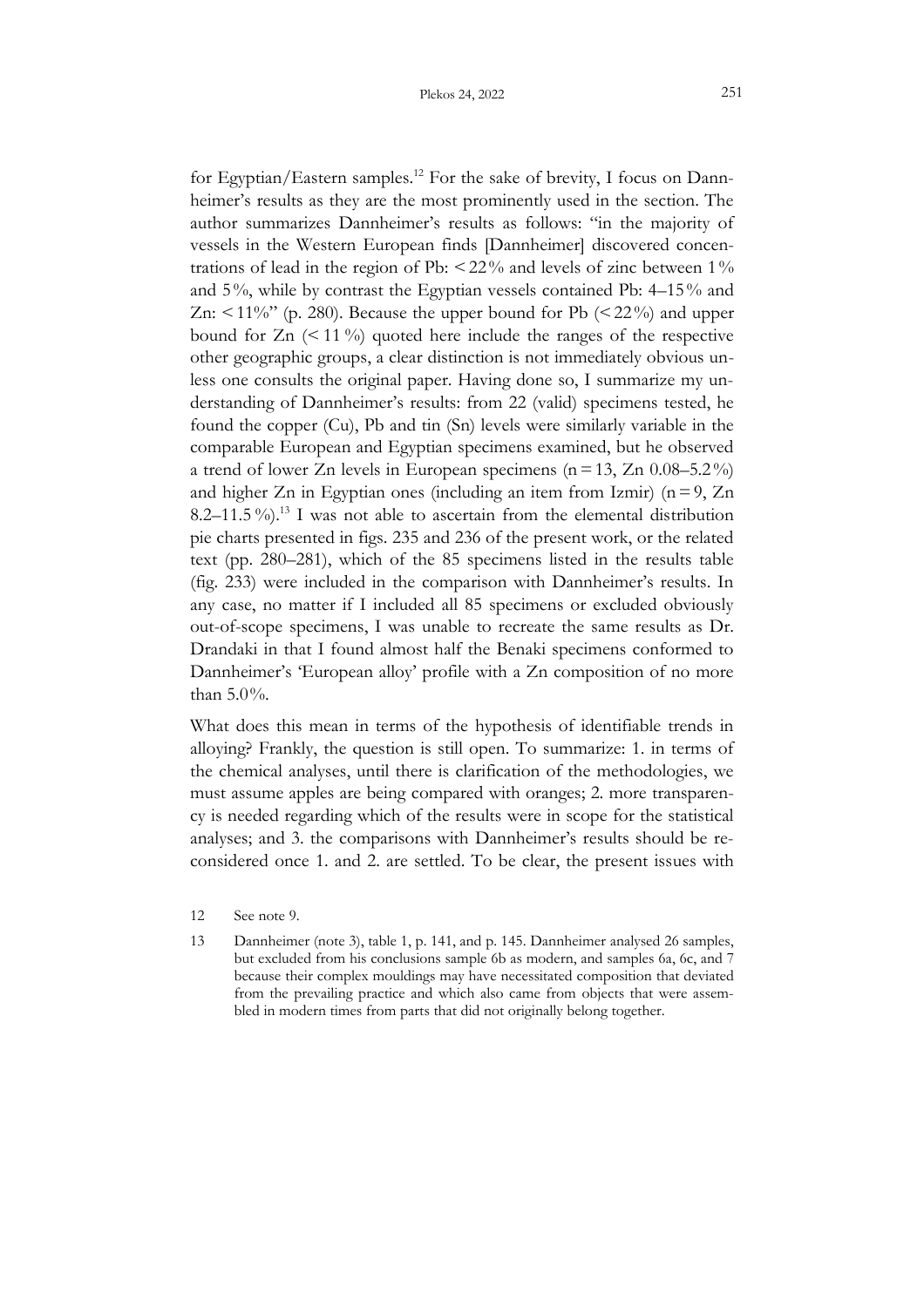for Egyptian/Eastern samples.[12] For the sake of brevity, I focus on Dannheimer's results as they are the most prominently used in the section. The author summarizes Dannheimer's results as follows: "in the majority of vessels in the Western European finds [Dannheimer] discovered concentrations of lead in the region of Pb: < 22% and levels of zinc between 1% and 5%, while by contrast the Egyptian vessels contained Pb: 4–15% and Zn: < 11%" (p. 280). Because the upper bound for Pb (< 22%) and upper bound for Zn (< 11%) quoted here include the ranges of the respective other geographic groups, a clear distinction is not immediately obvious unless one consults the original paper. Having done so, I summarize my understanding of Dannheimer's results: from 22 (valid) specimens tested, he found the copper (Cu), Pb and tin (Sn) levels were similarly variable in the comparable European and Egyptian specimens examined, but he observed a trend of lower Zn levels in European specimens ($n = 13$, Zn 0.08–5.2%) and higher Zn in Egyptian ones (including an item from Izmir) ($n = 9$, Zn 8.2–11.5%).[13] I was not able to ascertain from the elemental distribution pie charts presented in figs. 235 and 236 of the present work, or the related text (pp. 280–281), which of the 85 specimens listed in the results table (fig. 233) were included in the comparison with Dannheimer's results. In any case, no matter if I included all 85 specimens or excluded obviously out-of-scope specimens, I was unable to recreate the same results as Dr. Drandaki in that I found almost half the Benaki specimens conformed to Dannheimer's 'European alloy' profile with a Zn composition of no more than 5.0%.

What does this mean in terms of the hypothesis of identifiable trends in alloying? Frankly, the question is still open. To summarize: 1. in terms of the chemical analyses, until there is clarification of the methodologies, we must assume apples are being compared with oranges; 2. more transparency is needed regarding which of the results were in scope for the statistical analyses; and 3. the comparisons with Dannheimer's results should be reconsidered once 1. and 2. are settled. To be clear, the present issues with

12 See note 9.

13 Dannheimer (note 3), table 1, p. 141, and p. 145. Dannheimer analysed 26 samples, but excluded from his conclusions sample 6b as modern, and samples 6a, 6c, and 7 because their complex mouldings may have necessitated composition that deviated from the prevailing practice and which also came from objects that were assembled in modern times from parts that did not originally belong together.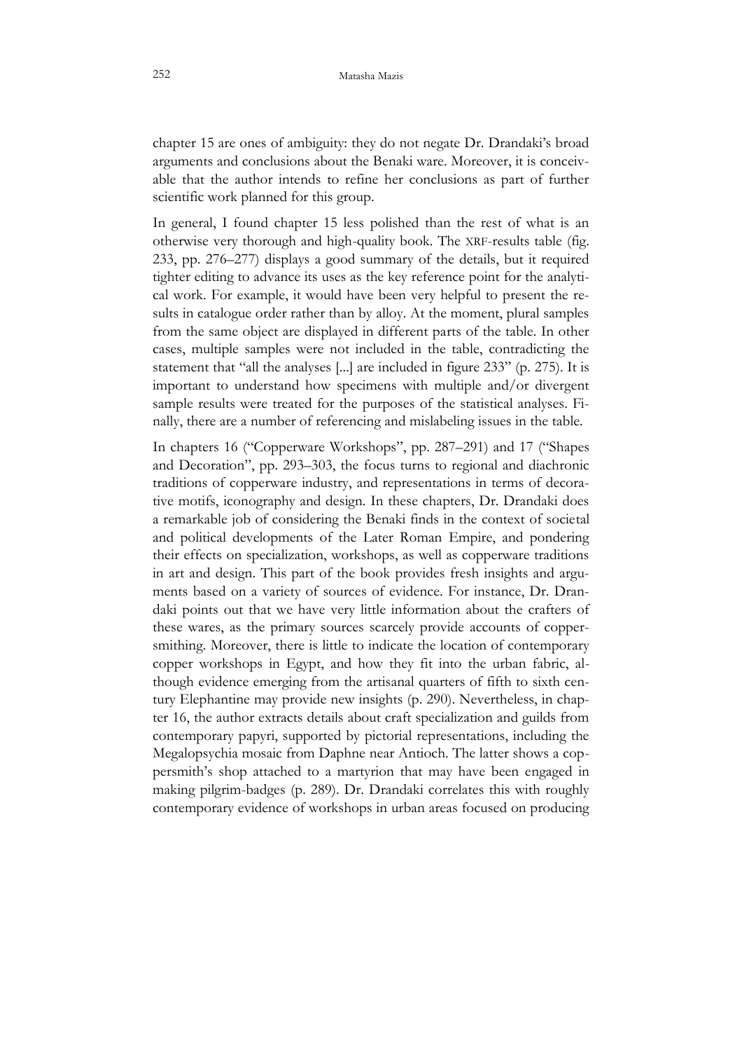chapter 15 are ones of ambiguity: they do not negate Dr. Drandaki's broad arguments and conclusions about the Benaki ware. Moreover, it is conceivable that the author intends to refine her conclusions as part of further scientific work planned for this group.

In general, I found chapter 15 less polished than the rest of what is an otherwise very thorough and high-quality book. The XRF-results table (fig. 233, pp. 276–277) displays a good summary of the details, but it required tighter editing to advance its uses as the key reference point for the analytical work. For example, it would have been very helpful to present the results in catalogue order rather than by alloy. At the moment, plural samples from the same object are displayed in different parts of the table. In other cases, multiple samples were not included in the table, contradicting the statement that "all the analyses [...] are included in figure 233" (p. 275). It is important to understand how specimens with multiple and/or divergent sample results were treated for the purposes of the statistical analyses. Finally, there are a number of referencing and mislabeling issues in the table.

In chapters 16 ("Copperware Workshops", pp. 287–291) and 17 ("Shapes and Decoration", pp. 293–303, the focus turns to regional and diachronic traditions of copperware industry, and representations in terms of decorative motifs, iconography and design. In these chapters, Dr. Drandaki does a remarkable job of considering the Benaki finds in the context of societal and political developments of the Later Roman Empire, and pondering their effects on specialization, workshops, as well as copperware traditions in art and design. This part of the book provides fresh insights and arguments based on a variety of sources of evidence. For instance, Dr. Drandaki points out that we have very little information about the crafters of these wares, as the primary sources scarcely provide accounts of coppersmithing. Moreover, there is little to indicate the location of contemporary copper workshops in Egypt, and how they fit into the urban fabric, although evidence emerging from the artisanal quarters of fifth to sixth century Elephantine may provide new insights (p. 290). Nevertheless, in chapter 16, the author extracts details about craft specialization and guilds from contemporary papyri, supported by pictorial representations, including the Megalopsychia mosaic from Daphne near Antioch. The latter shows a coppersmith's shop attached to a martyrion that may have been engaged in making pilgrim-badges (p. 289). Dr. Drandaki correlates this with roughly contemporary evidence of workshops in urban areas focused on producing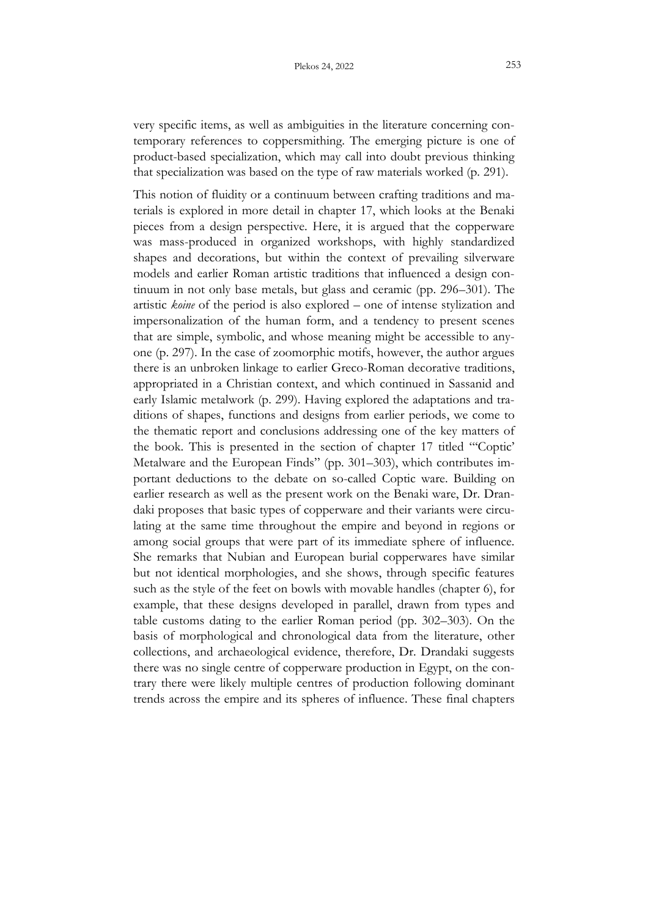very specific items, as well as ambiguities in the literature concerning contemporary references to coppersmithing. The emerging picture is one of product-based specialization, which may call into doubt previous thinking that specialization was based on the type of raw materials worked (p. 291).

This notion of fluidity or a continuum between crafting traditions and materials is explored in more detail in chapter 17, which looks at the Benaki pieces from a design perspective. Here, it is argued that the copperware was mass-produced in organized workshops, with highly standardized shapes and decorations, but within the context of prevailing silverware models and earlier Roman artistic traditions that influenced a design continuum in not only base metals, but glass and ceramic (pp. 296–301). The artistic *koine* of the period is also explored – one of intense stylization and impersonalization of the human form, and a tendency to present scenes that are simple, symbolic, and whose meaning might be accessible to anyone (p. 297). In the case of zoomorphic motifs, however, the author argues there is an unbroken linkage to earlier Greco-Roman decorative traditions, appropriated in a Christian context, and which continued in Sassanid and early Islamic metalwork (p. 299). Having explored the adaptations and traditions of shapes, functions and designs from earlier periods, we come to the thematic report and conclusions addressing one of the key matters of the book. This is presented in the section of chapter 17 titled "'Coptic' Metalware and the European Finds" (pp. 301–303), which contributes important deductions to the debate on so-called Coptic ware. Building on earlier research as well as the present work on the Benaki ware, Dr. Drandaki proposes that basic types of copperware and their variants were circulating at the same time throughout the empire and beyond in regions or among social groups that were part of its immediate sphere of influence. She remarks that Nubian and European burial copperwares have similar but not identical morphologies, and she shows, through specific features such as the style of the feet on bowls with movable handles (chapter 6), for example, that these designs developed in parallel, drawn from types and table customs dating to the earlier Roman period (pp. 302–303). On the basis of morphological and chronological data from the literature, other collections, and archaeological evidence, therefore, Dr. Drandaki suggests there was no single centre of copperware production in Egypt, on the contrary there were likely multiple centres of production following dominant trends across the empire and its spheres of influence. These final chapters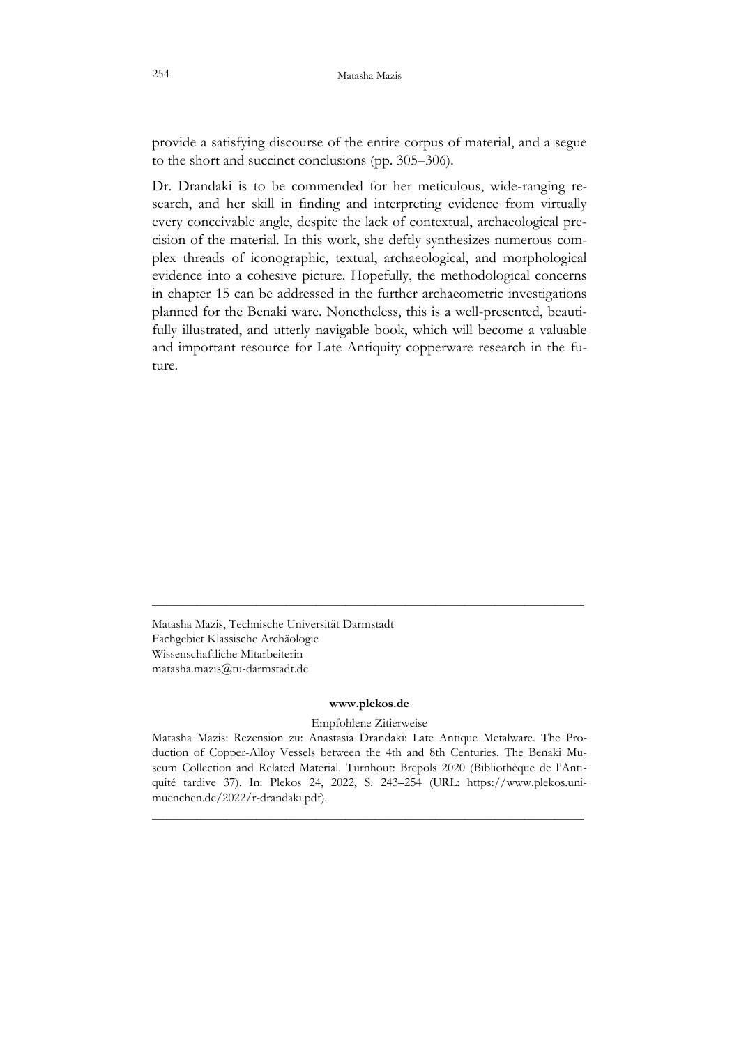provide a satisfying discourse of the entire corpus of material, and a segue to the short and succinct conclusions (pp. 305–306).

Dr. Drandaki is to be commended for her meticulous, wide-ranging research, and her skill in finding and interpreting evidence from virtually every conceivable angle, despite the lack of contextual, archaeological precision of the material. In this work, she deftly synthesizes numerous complex threads of iconographic, textual, archaeological, and morphological evidence into a cohesive picture. Hopefully, the methodological concerns in chapter 15 can be addressed in the further archaeometric investigations planned for the Benaki ware. Nonetheless, this is a well-presented, beautifully illustrated, and utterly navigable book, which will become a valuable and important resource for Late Antiquity copperware research in the future.

---

Matasha Mazis, Technische Universität Darmstadt
Fachgebiet Klassische Archäologie
Wissenschaftliche Mitarbeiterin
matasha.mazis@tu-darmstadt.de

**www.plekos.de**

Empfohlene Zitierweise

Matasha Mazis: Rezension zu: Anastasia Drandaki: Late Antique Metalware. The Production of Copper-Alloy Vessels between the 4th and 8th Centuries. The Benaki Museum Collection and Related Material. Turnhout: Brepols 2020 (Bibliothèque de l'Antiquité tardive 37). In: Plekos 24, 2022, S. 243–254 (URL: https://www.plekos.uni-muenchen.de/2022/r-drandaki.pdf).

---